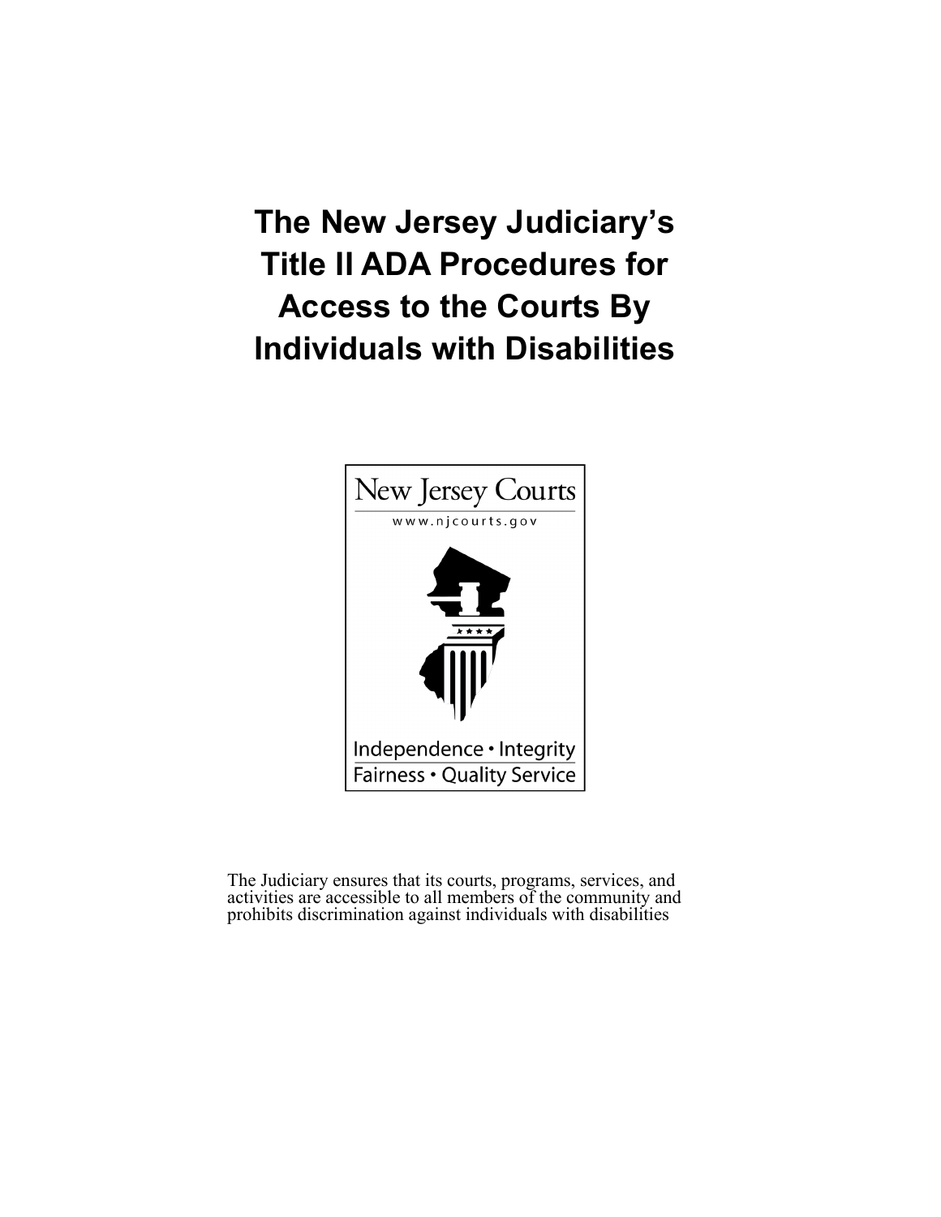# The New Jersey Judiciary's Title II ADA Procedures for Access to the Courts By Individuals with Disabilities

New Jersey Courts

www.njcourts.gov

Independence • Integrity

Fairness • Quality Service

The Judiciary ensures that its courts, programs, services, and activities are accessible to all members of the community and prohibits discrimination against individuals with disabilities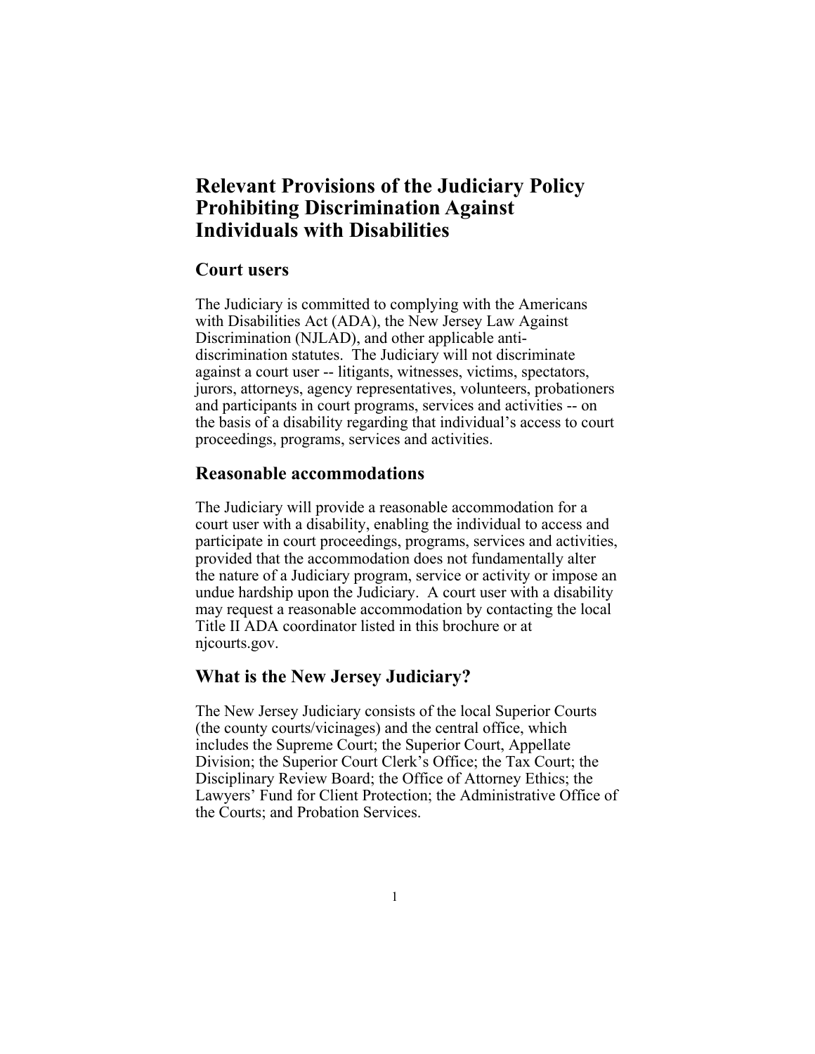# Relevant Provisions of the Judiciary Policy Prohibiting Discrimination Against Individuals with Disabilities

## Court users

The Judiciary is committed to complying with the Americans with Disabilities Act (ADA), the New Jersey Law Against Discrimination (NJLAD), and other applicable anti-discrimination statutes. The Judiciary will not discriminate against a court user -- litigants, witnesses, victims, spectators, jurors, attorneys, agency representatives, volunteers, probationers and participants in court programs, services and activities -- on the basis of a disability regarding that individual's access to court proceedings, programs, services and activities.

## Reasonable accommodations

The Judiciary will provide a reasonable accommodation for a court user with a disability, enabling the individual to access and participate in court proceedings, programs, services and activities, provided that the accommodation does not fundamentally alter the nature of a Judiciary program, service or activity or impose an undue hardship upon the Judiciary. A court user with a disability may request a reasonable accommodation by contacting the local Title II ADA coordinator listed in this brochure or at njcourts.gov.

## What is the New Jersey Judiciary?

The New Jersey Judiciary consists of the local Superior Courts (the county courts/vicinages) and the central office, which includes the Supreme Court; the Superior Court, Appellate Division; the Superior Court Clerk's Office; the Tax Court; the Disciplinary Review Board; the Office of Attorney Ethics; the Lawyers' Fund for Client Protection; the Administrative Office of the Courts; and Probation Services.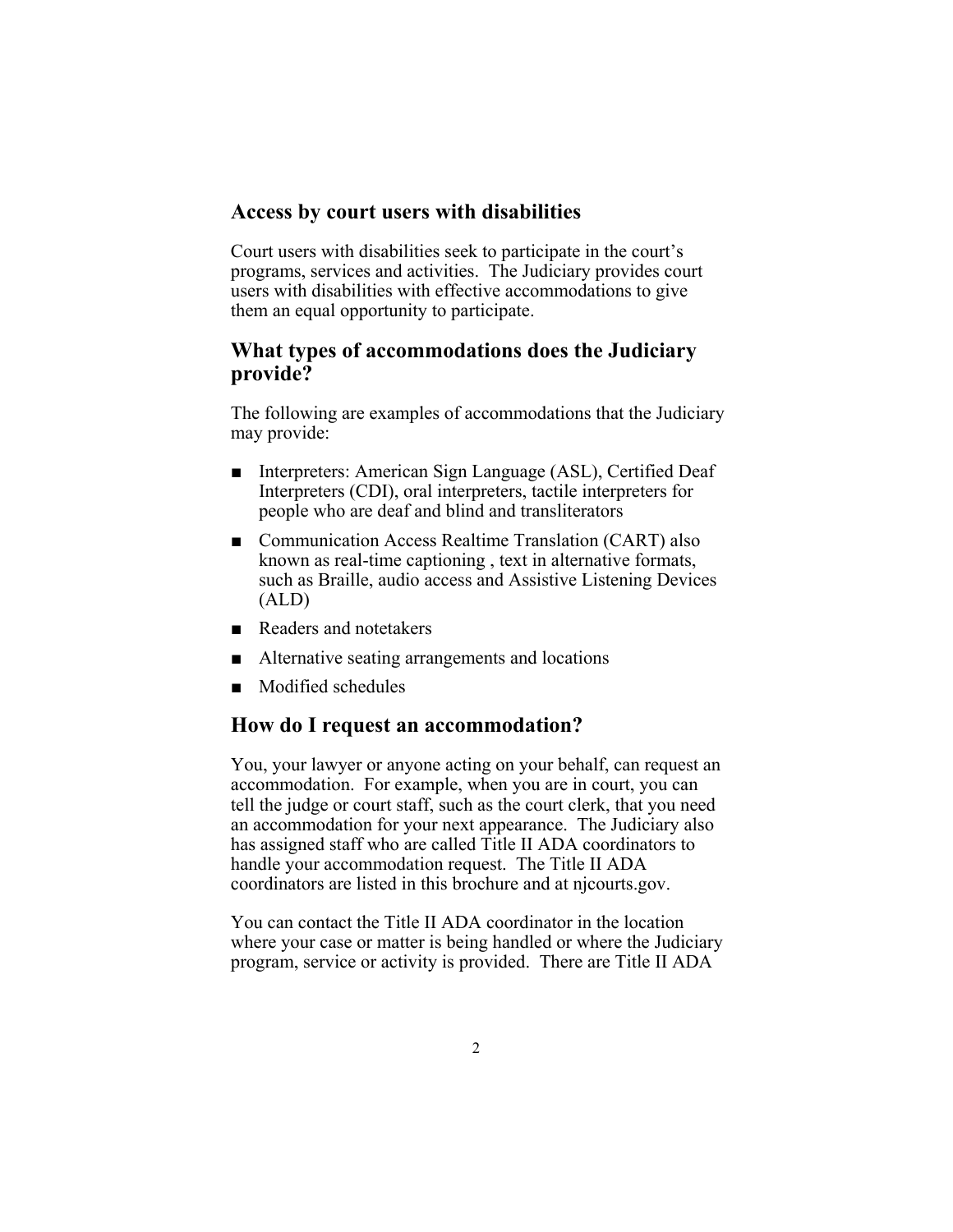## Access by court users with disabilities

Court users with disabilities seek to participate in the court's programs, services and activities. The Judiciary provides court users with disabilities with effective accommodations to give them an equal opportunity to participate.

## What types of accommodations does the Judiciary provide?

The following are examples of accommodations that the Judiciary may provide:

- Interpreters: American Sign Language (ASL), Certified Deaf Interpreters (CDI), oral interpreters, tactile interpreters for people who are deaf and blind and transliterators
- Communication Access Realtime Translation (CART) also known as real-time captioning , text in alternative formats, such as Braille, audio access and Assistive Listening Devices (ALD)
- Readers and notetakers
- Alternative seating arrangements and locations
- Modified schedules

## How do I request an accommodation?

You, your lawyer or anyone acting on your behalf, can request an accommodation. For example, when you are in court, you can tell the judge or court staff, such as the court clerk, that you need an accommodation for your next appearance. The Judiciary also has assigned staff who are called Title II ADA coordinators to handle your accommodation request. The Title II ADA coordinators are listed in this brochure and at njcourts.gov.

You can contact the Title II ADA coordinator in the location where your case or matter is being handled or where the Judiciary program, service or activity is provided. There are Title II ADA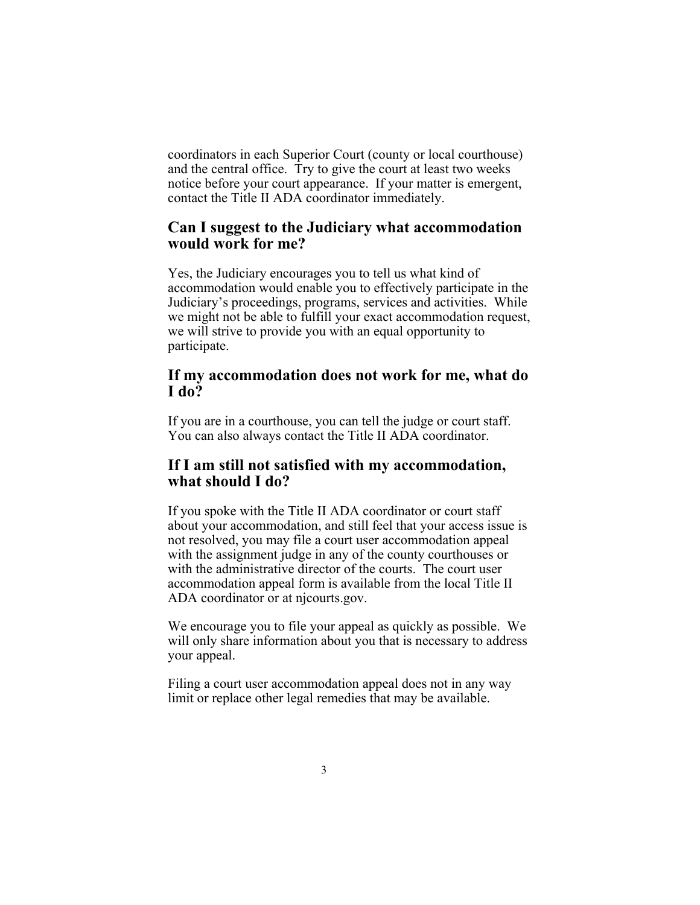coordinators in each Superior Court (county or local courthouse) and the central office. Try to give the court at least two weeks notice before your court appearance. If your matter is emergent, contact the Title II ADA coordinator immediately.

## Can I suggest to the Judiciary what accommodation would work for me?

Yes, the Judiciary encourages you to tell us what kind of accommodation would enable you to effectively participate in the Judiciary's proceedings, programs, services and activities. While we might not be able to fulfill your exact accommodation request, we will strive to provide you with an equal opportunity to participate.

## If my accommodation does not work for me, what do I do?

If you are in a courthouse, you can tell the judge or court staff. You can also always contact the Title II ADA coordinator.

## If I am still not satisfied with my accommodation, what should I do?

If you spoke with the Title II ADA coordinator or court staff about your accommodation, and still feel that your access issue is not resolved, you may file a court user accommodation appeal with the assignment judge in any of the county courthouses or with the administrative director of the courts. The court user accommodation appeal form is available from the local Title II ADA coordinator or at njcourts.gov.

We encourage you to file your appeal as quickly as possible. We will only share information about you that is necessary to address your appeal.

Filing a court user accommodation appeal does not in any way limit or replace other legal remedies that may be available.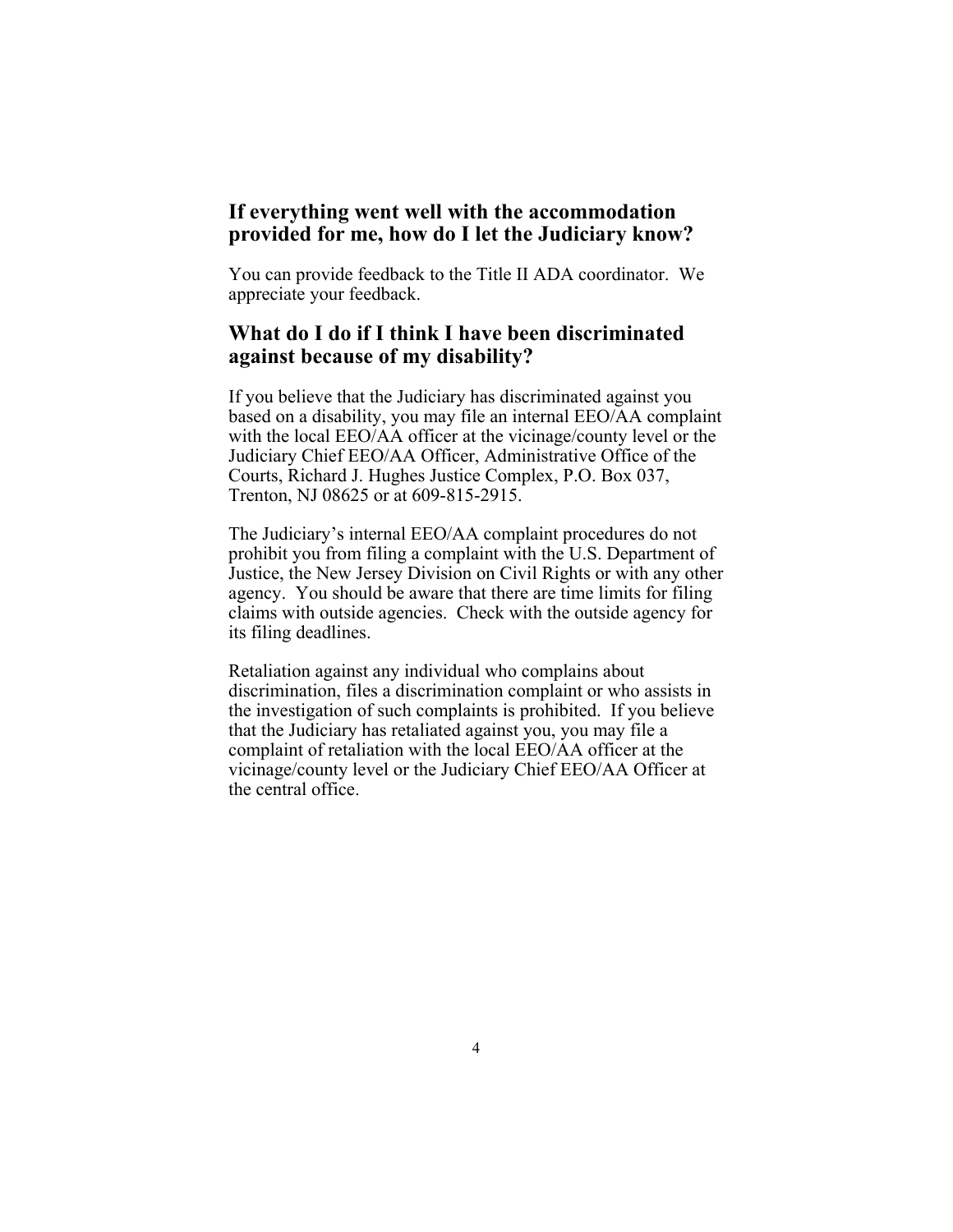## If everything went well with the accommodation provided for me, how do I let the Judiciary know?

You can provide feedback to the Title II ADA coordinator. We appreciate your feedback.

## What do I do if I think I have been discriminated against because of my disability?

If you believe that the Judiciary has discriminated against you based on a disability, you may file an internal EEO/AA complaint with the local EEO/AA officer at the vicinage/county level or the Judiciary Chief EEO/AA Officer, Administrative Office of the Courts, Richard J. Hughes Justice Complex, P.O. Box 037, Trenton, NJ 08625 or at 609-815-2915.

The Judiciary's internal EEO/AA complaint procedures do not prohibit you from filing a complaint with the U.S. Department of Justice, the New Jersey Division on Civil Rights or with any other agency. You should be aware that there are time limits for filing claims with outside agencies. Check with the outside agency for its filing deadlines.

Retaliation against any individual who complains about discrimination, files a discrimination complaint or who assists in the investigation of such complaints is prohibited. If you believe that the Judiciary has retaliated against you, you may file a complaint of retaliation with the local EEO/AA officer at the vicinage/county level or the Judiciary Chief EEO/AA Officer at the central office.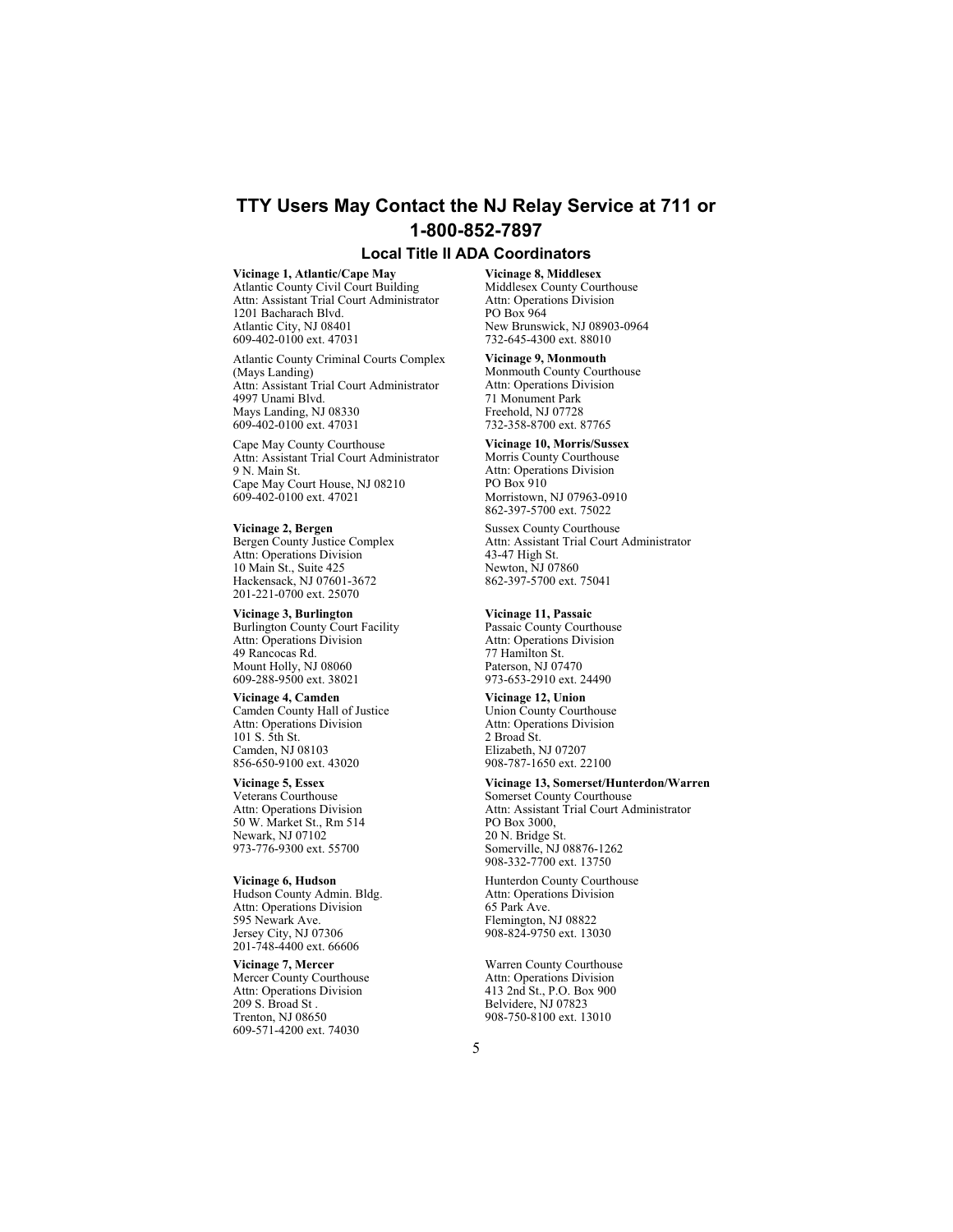## TTY Users May Contact the NJ Relay Service at 711 or 1-800-852-7897

### Local Title II ADA Coordinators

**Vicinage 1, Atlantic/Cape May**
Atlantic County Civil Court Building
Attn: Assistant Trial Court Administrator
1201 Bacharach Blvd.
Atlantic City, NJ 08401
609-402-0100 ext. 47031

Atlantic County Criminal Courts Complex (Mays Landing)
Attn: Assistant Trial Court Administrator
4997 Unami Blvd.
Mays Landing, NJ 08330
609-402-0100 ext. 47031

Cape May County Courthouse
Attn: Assistant Trial Court Administrator
9 N. Main St.
Cape May Court House, NJ 08210
609-402-0100 ext. 47021

**Vicinage 2, Bergen**
Bergen County Justice Complex
Attn: Operations Division
10 Main St., Suite 425
Hackensack, NJ 07601-3672
201-221-0700 ext. 25070

**Vicinage 3, Burlington**
Burlington County Court Facility
Attn: Operations Division
49 Rancocas Rd.
Mount Holly, NJ 08060
609-288-9500 ext. 38021

**Vicinage 4, Camden**
Camden County Hall of Justice
Attn: Operations Division
101 S. 5th St.
Camden, NJ 08103
856-650-9100 ext. 43020

**Vicinage 5, Essex**
Veterans Courthouse
Attn: Operations Division
50 W. Market St., Rm 514
Newark, NJ 07102
973-776-9300 ext. 55700

**Vicinage 6, Hudson**
Hudson County Admin. Bldg.
Attn: Operations Division
595 Newark Ave.
Jersey City, NJ 07306
201-748-4400 ext. 66606

**Vicinage 7, Mercer**
Mercer County Courthouse
Attn: Operations Division
209 S. Broad St .
Trenton, NJ 08650
609-571-4200 ext. 74030

**Vicinage 8, Middlesex**
Middlesex County Courthouse
Attn: Operations Division
PO Box 964
New Brunswick, NJ 08903-0964
732-645-4300 ext. 88010

**Vicinage 9, Monmouth**
Monmouth County Courthouse
Attn: Operations Division
71 Monument Park
Freehold, NJ 07728
732-358-8700 ext. 87765

**Vicinage 10, Morris/Sussex**
Morris County Courthouse
Attn: Operations Division
PO Box 910
Morristown, NJ 07963-0910
862-397-5700 ext. 75022

Sussex County Courthouse
Attn: Assistant Trial Court Administrator
43-47 High St.
Newton, NJ 07860
862-397-5700 ext. 75041

**Vicinage 11, Passaic**
Passaic County Courthouse
Attn: Operations Division
77 Hamilton St.
Paterson, NJ 07470
973-653-2910 ext. 24490

**Vicinage 12, Union**
Union County Courthouse
Attn: Operations Division
2 Broad St.
Elizabeth, NJ 07207
908-787-1650 ext. 22100

**Vicinage 13, Somerset/Hunterdon/Warren**
Somerset County Courthouse
Attn: Assistant Trial Court Administrator
PO Box 3000,
20 N. Bridge St.
Somerville, NJ 08876-1262
908-332-7700 ext. 13750

Hunterdon County Courthouse
Attn: Operations Division
65 Park Ave.
Flemington, NJ 08822
908-824-9750 ext. 13030

Warren County Courthouse
Attn: Operations Division
413 2nd St., P.O. Box 900
Belvidere, NJ 07823
908-750-8100 ext. 13010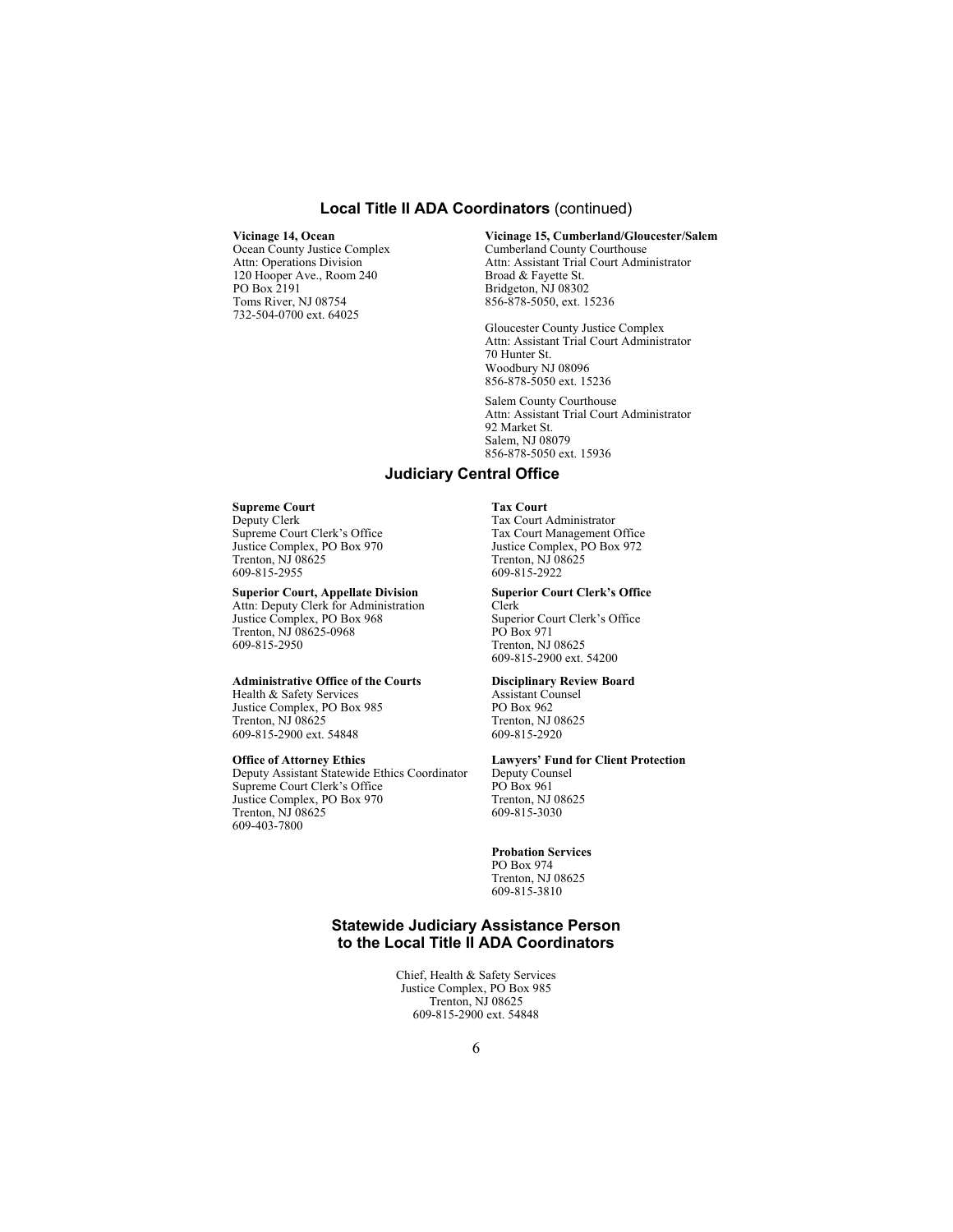## Local Title II ADA Coordinators (continued)

**Vicinage 14, Ocean**
Ocean County Justice Complex
Attn: Operations Division
120 Hooper Ave., Room 240
PO Box 2191
Toms River, NJ 08754
732-504-0700 ext. 64025

**Vicinage 15, Cumberland/Gloucester/Salem**
Cumberland County Courthouse
Attn: Assistant Trial Court Administrator
Broad & Fayette St.
Bridgeton, NJ 08302
856-878-5050, ext. 15236

Gloucester County Justice Complex
Attn: Assistant Trial Court Administrator
70 Hunter St.
Woodbury NJ 08096
856-878-5050 ext. 15236

Salem County Courthouse
Attn: Assistant Trial Court Administrator
92 Market St.
Salem, NJ 08079
856-878-5050 ext. 15936

## Judiciary Central Office

**Supreme Court**
Deputy Clerk
Supreme Court Clerk's Office
Justice Complex, PO Box 970
Trenton, NJ 08625
609-815-2955

**Superior Court, Appellate Division**
Attn: Deputy Clerk for Administration
Justice Complex, PO Box 968
Trenton, NJ 08625-0968
609-815-2950

**Administrative Office of the Courts**
Health & Safety Services
Justice Complex, PO Box 985
Trenton, NJ 08625
609-815-2900 ext. 54848

**Office of Attorney Ethics**
Deputy Assistant Statewide Ethics Coordinator
Supreme Court Clerk's Office
Justice Complex, PO Box 970
Trenton, NJ 08625
609-403-7800

**Tax Court**
Tax Court Administrator
Tax Court Management Office
Justice Complex, PO Box 972
Trenton, NJ 08625
609-815-2922

**Superior Court Clerk's Office**
Clerk
Superior Court Clerk's Office
PO Box 971
Trenton, NJ 08625
609-815-2900 ext. 54200

**Disciplinary Review Board**
Assistant Counsel
PO Box 962
Trenton, NJ 08625
609-815-2920

**Lawyers' Fund for Client Protection**
Deputy Counsel
PO Box 961
Trenton, NJ 08625
609-815-3030

**Probation Services**
PO Box 974
Trenton, NJ 08625
609-815-3810

## Statewide Judiciary Assistance Person to the Local Title II ADA Coordinators

Chief, Health & Safety Services
Justice Complex, PO Box 985
Trenton, NJ 08625
609-815-2900 ext. 54848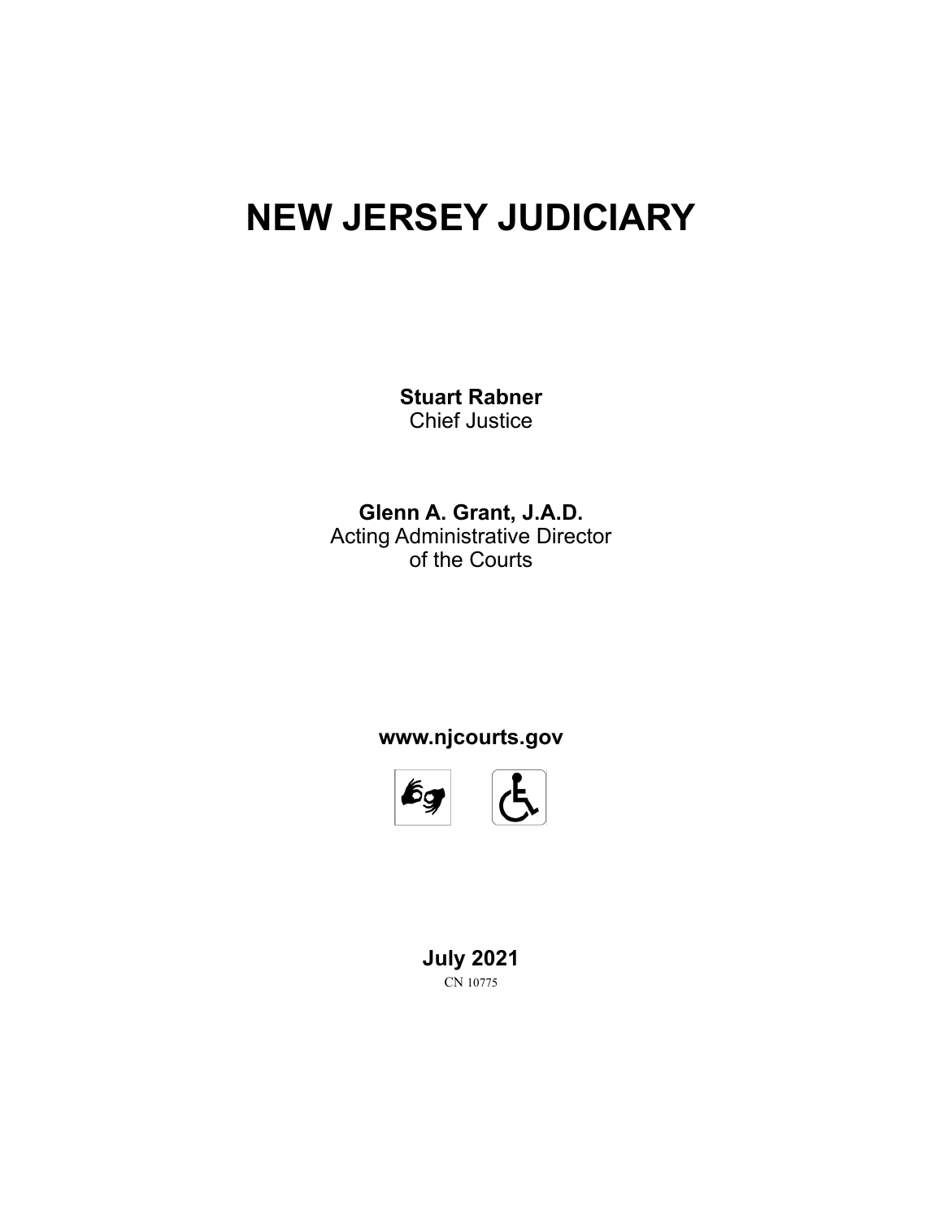# NEW JERSEY JUDICIARY

**Stuart Rabner**
Chief Justice

**Glenn A. Grant, J.A.D.**
Acting Administrative Director
of the Courts

**www.njcourts.gov**

**July 2021**
CN 10775